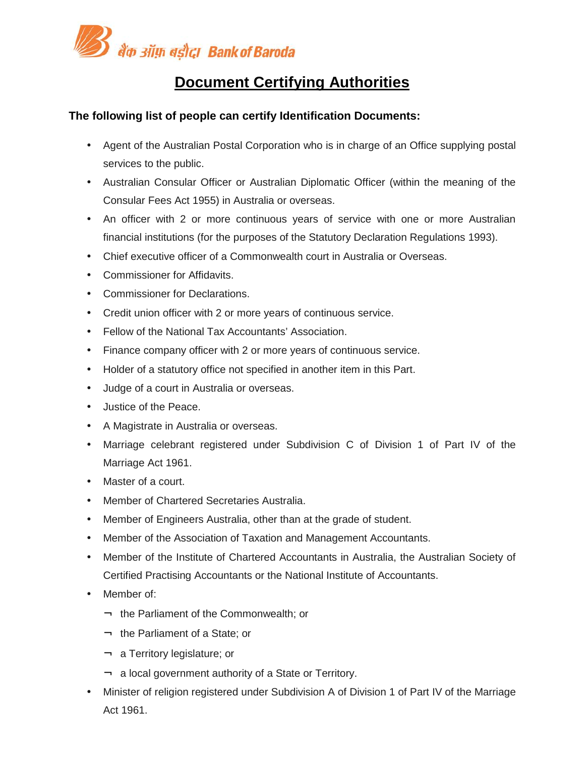# Document Certifying Authorities

**The following list of people can certify Identification Documents:**

- Agent of the Australian Postal Corporation who is in charge of an Office supplying postal services to the public.
- Australian Consular Officer or Australian Diplomatic Officer (within the meaning of the Consular Fees Act 1955) in Australia or overseas.
- An officer with 2 or more continuous years of service with one or more Australian financial institutions (for the purposes of the Statutory Declaration Regulations 1993).
- Chief executive officer of a Commonwealth court in Australia or Overseas.
- Commissioner for Affidavits.
- Commissioner for Declarations.
- Credit union officer with 2 or more years of continuous service.
- Fellow of the National Tax Accountants' Association.
- Finance company officer with 2 or more years of continuous service.
- Holder of a statutory office not specified in another item in this Part.
- Judge of a court in Australia or overseas.
- Justice of the Peace.
- A Magistrate in Australia or overseas.
- Marriage celebrant registered under Subdivision C of Division 1 of Part IV of the Marriage Act 1961.
- Master of a court.
- Member of Chartered Secretaries Australia.
- Member of Engineers Australia, other than at the grade of student.
- Member of the Association of Taxation and Management Accountants.
- Member of the Institute of Chartered Accountants in Australia, the Australian Society of Certified Practising Accountants or the National Institute of Accountants.
- Member of:
  - the Parliament of the Commonwealth; or
  - the Parliament of a State; or
  - a Territory legislature; or
  - a local government authority of a State or Territory.
- Minister of religion registered under Subdivision A of Division 1 of Part IV of the Marriage Act 1961.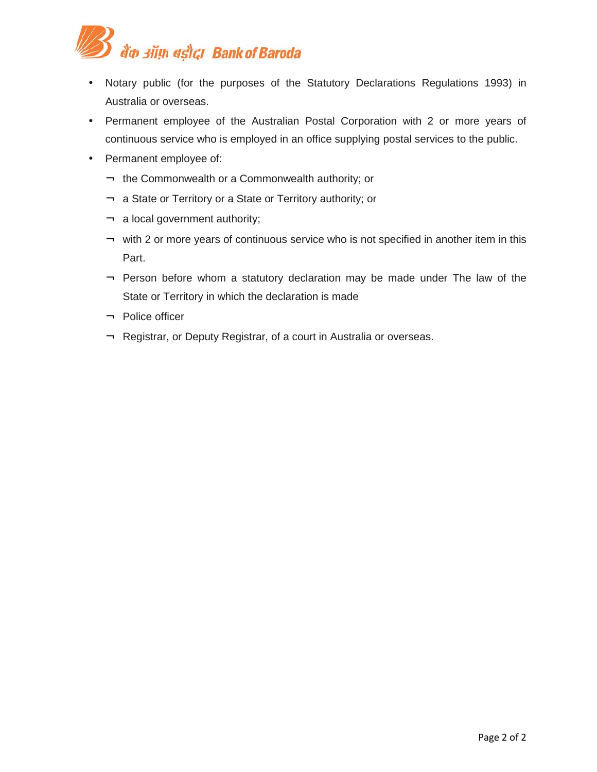- Notary public (for the purposes of the Statutory Declarations Regulations 1993) in Australia or overseas.
- Permanent employee of the Australian Postal Corporation with 2 or more years of continuous service who is employed in an office supplying postal services to the public.
- Permanent employee of:
  - the Commonwealth or a Commonwealth authority; or
  - a State or Territory or a State or Territory authority; or
  - a local government authority;
  - with 2 or more years of continuous service who is not specified in another item in this Part.
  - Person before whom a statutory declaration may be made under The law of the State or Territory in which the declaration is made
  - Police officer
  - Registrar, or Deputy Registrar, of a court in Australia or overseas.